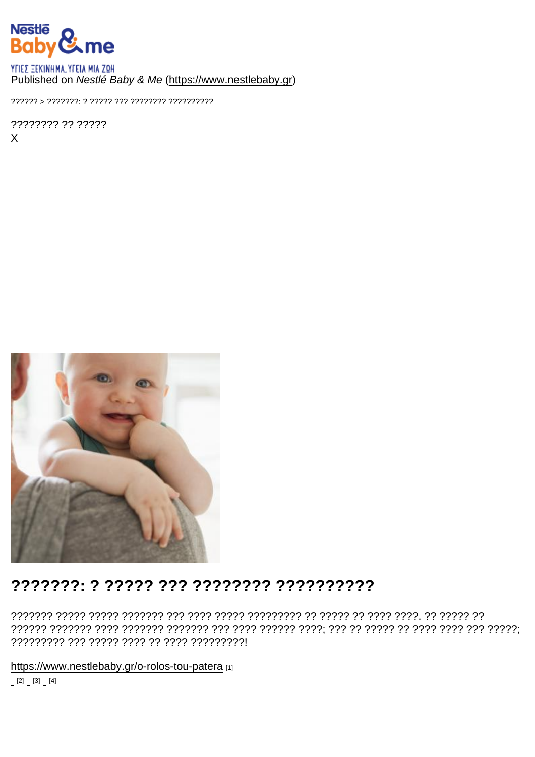ΥΓΙΕΣ ΞΕΚΙΝΗΜΑ. ΥΓΕΙΑ ΜΙΑ ΖΩΗ

Published on *Nestlé Baby & Me* (https://www.nestlebaby.gr)

?????? > ???????: ? ????? ??? ???????? ??????????

???????? ?? ?????

X

# ???????: ? ????? ??? ???????? ??????????

??????? ????? ????? ??????? ??? ???? ????? ????????? ?? ????? ?? ???? ????. ?? ????? ?? ?????? ??????? ???? ??????? ??????? ??? ???? ?????? ????; ??? ?? ????? ?? ???? ???? ??? ?????; ????????? ??? ????? ???? ?? ???? ?????????!

https://www.nestlebaby.gr/o-rolos-tou-patera [1]

[2] [3] [4]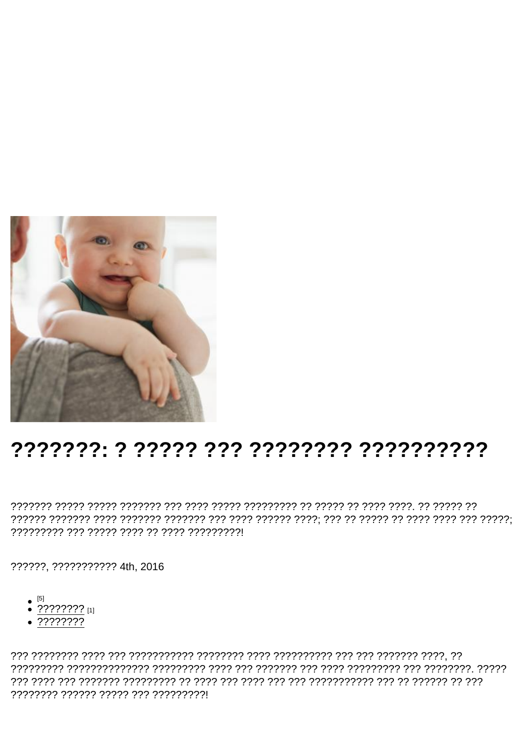# ???????: ? ????? ??? ???????? ??????????

??????? ????? ????? ??????? ??? ???? ????? ????????? ?? ????? ?? ???? ????. ?? ????? ?? ?????? ??????? ???? ??????? ??????? ??? ???? ?????? ????; ??? ?? ????? ?? ???? ???? ??? ?????; ????????? ??? ????? ???? ?? ???? ?????????!

??????, ??????????? 4th, 2016

- [5]
- ???????? [1]
- ????????

??? ???????? ???? ??? ??????????? ???????? ???? ?????????? ??? ??? ??????? ????, ?? ????????? ?????????????? ????????? ???? ??? ??????? ??? ???? ????????? ??? ????????. ????? ??? ???? ??? ??????? ????????? ?? ???? ??? ???? ??? ??? ??????????? ??? ?? ?????? ?? ??? ???????? ?????? ????? ??? ?????????!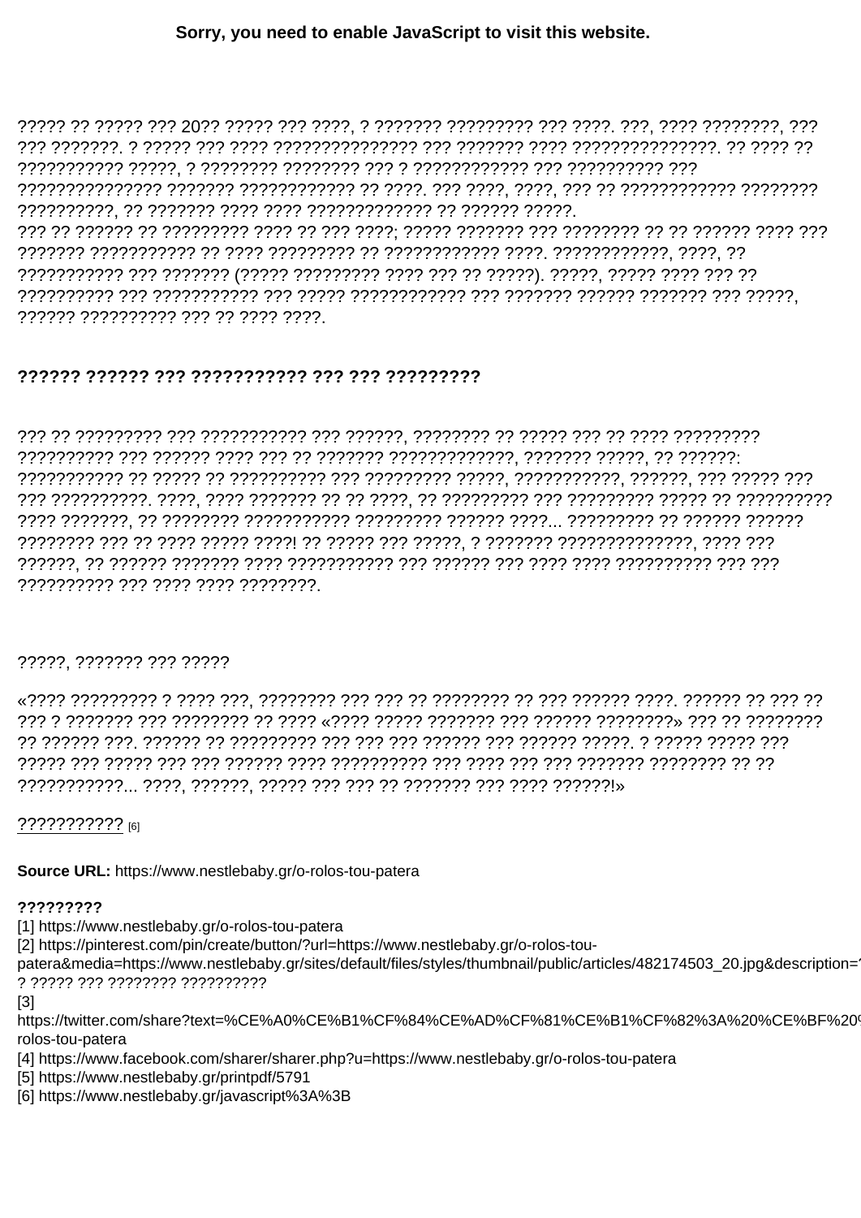????? ?? ????? ??? 20?? ????? ??? ????, ? ??????? ????????? ??? ????. ???, ???? ????????, ??? ??? ???????. ? ????? ??? ???? ??????????????? ??? ??????? ???? ???????????????. ?? ???? ?? ??????????? ?????, ? ???????? ???????? ??? ? ???????????? ??? ?????????? ??? ??????????????? ??????? ???????????? ?? ????. ??? ????, ????, ??? ?? ???????????? ???????? ??????????, ?? ??????? ???? ????? ????????????? ?? ?????? ?????.
??? ?? ?????? ?? ????????? ???? ?? ??? ????; ????? ??????? ??? ???????? ?? ?? ?????? ???? ??? ??????? ??????????? ?? ???? ????????? ?? ????????????? ????. ????????????, ????, ?? ??????????? ??? ??????? (????? ????????? ???? ??? ?? ?????). ?????, ????? ???? ??? ?? ?????????? ??? ??????????? ??? ????? ???????????? ??? ??????? ?????? ??????? ??? ?????, ?????? ?????????? ??? ?? ???? ????.

### ?????? ?????? ??? ??????????? ??? ??? ?????????

??? ?? ????????? ??? ??????????? ??? ??????, ???????? ?? ????? ??? ?? ???? ????????? ?????????? ??? ?????? ???? ??? ?? ??????? ?????????????, ??????? ?????, ?? ??????: ??????????? ?? ????? ?? ?????????? ??? ????????? ?????, ???????????, ??????, ??? ????? ??? ??? ??????????. ????, ???? ??????? ?? ?? ????, ?? ????????? ??? ????????? ????? ?? ?????????? ???? ???????, ?? ???????? ??????????? ????????? ?????? ????... ????????? ?? ?????? ?????? ???????? ??? ?? ???? ????? ????! ?? ????? ??? ?????, ? ??????? ??????????????, ???? ??? ??????, ?? ?????? ??????? ???? ??????????? ??? ?????? ??? ???? ???? ?????????? ??? ??? ?????????? ??? ???? ???? ????????.

?????, ??????? ??? ?????

«???? ????????? ? ???? ???, ???????? ??? ??? ?? ???????? ?? ??? ?????? ????. ?????? ?? ??? ?? ??? ? ??????? ??? ???????? ?? ???? «???? ????? ??????? ??? ?????? ????????» ??? ?? ???????? ?? ?????? ???. ?????? ?? ????????? ??? ??? ??? ?????? ??? ?????? ?????. ? ????? ????? ??? ????? ??? ????? ??? ??? ?????? ???? ?????????? ??? ???? ??? ??? ??????? ???????? ?? ?? ???????????... ????, ??????, ????? ??? ??? ?? ??????? ??? ???? ??????!»

??????????? [6]

**Source URL:** https://www.nestlebaby.gr/o-rolos-tou-patera

**?????????**

[1] https://www.nestlebaby.gr/o-rolos-tou-patera
[2] https://pinterest.com/pin/create/button/?url=https://www.nestlebaby.gr/o-rolos-tou-patera&media=https://www.nestlebaby.gr/sites/default/files/styles/thumbnail/public/articles/482174503_20.jpg&description=? ????? ??? ???????? ??????????
[3] https://twitter.com/share?text=%CE%A0%CE%B1%CF%84%CE%AD%CF%81%CE%B1%CF%82%3A%20%CE%BF%20 rolos-tou-patera
[4] https://www.facebook.com/sharer/sharer.php?u=https://www.nestlebaby.gr/o-rolos-tou-patera
[5] https://www.nestlebaby.gr/printpdf/5791
[6] https://www.nestlebaby.gr/javascript%3A%3B